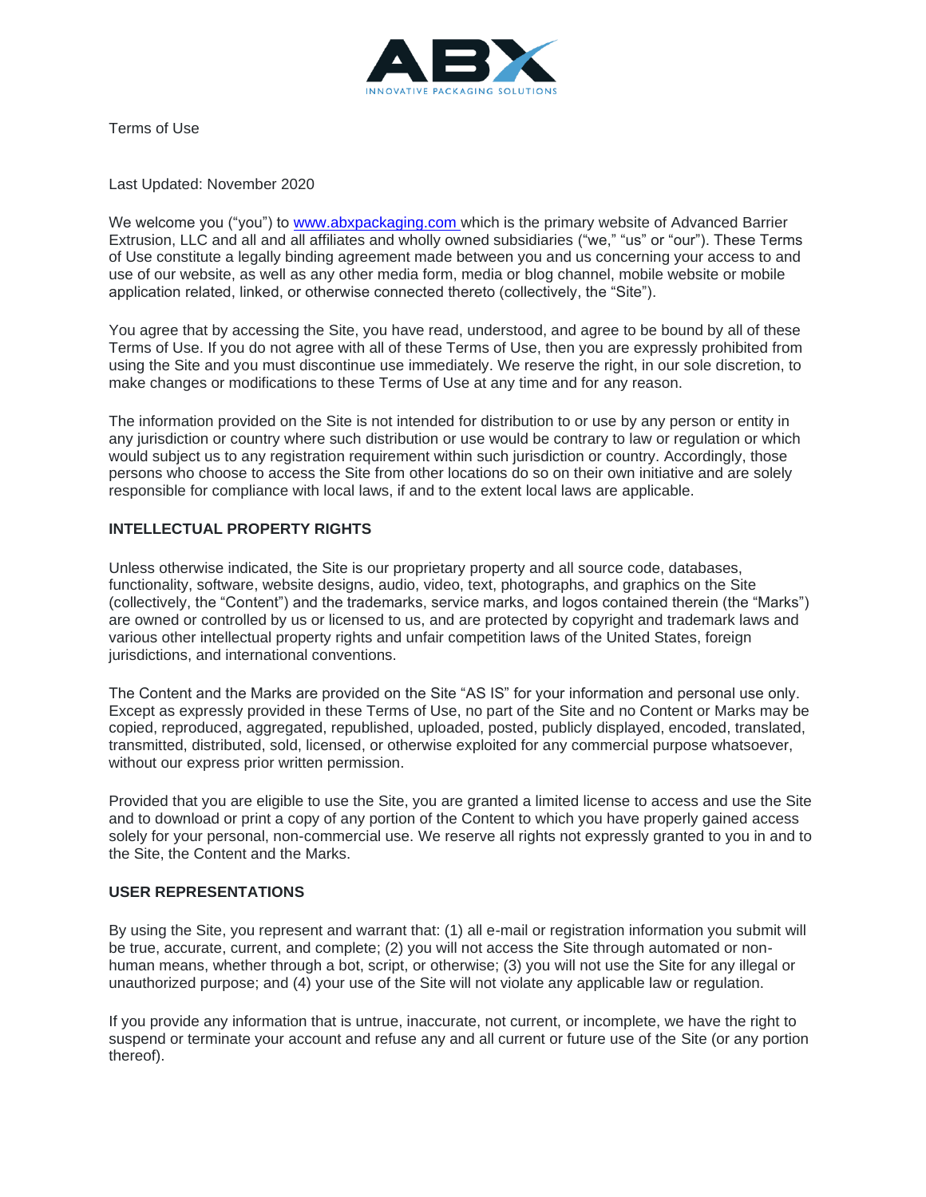ABX

INNOVATIVE PACKAGING SOLUTIONS

Terms of Use

Last Updated: November 2020

We welcome you ("you") to [www.abxpackaging.com](http://www.abxpackaging.com) which is the primary website of Advanced Barrier Extrusion, LLC and all and all affiliates and wholly owned subsidiaries ("we," "us" or "our"). These Terms of Use constitute a legally binding agreement made between you and us concerning your access to and use of our website, as well as any other media form, media or blog channel, mobile website or mobile application related, linked, or otherwise connected thereto (collectively, the "Site").

You agree that by accessing the Site, you have read, understood, and agree to be bound by all of these Terms of Use. If you do not agree with all of these Terms of Use, then you are expressly prohibited from using the Site and you must discontinue use immediately. We reserve the right, in our sole discretion, to make changes or modifications to these Terms of Use at any time and for any reason.

The information provided on the Site is not intended for distribution to or use by any person or entity in any jurisdiction or country where such distribution or use would be contrary to law or regulation or which would subject us to any registration requirement within such jurisdiction or country. Accordingly, those persons who choose to access the Site from other locations do so on their own initiative and are solely responsible for compliance with local laws, if and to the extent local laws are applicable.

**INTELLECTUAL PROPERTY RIGHTS**

Unless otherwise indicated, the Site is our proprietary property and all source code, databases, functionality, software, website designs, audio, video, text, photographs, and graphics on the Site (collectively, the "Content") and the trademarks, service marks, and logos contained therein (the "Marks") are owned or controlled by us or licensed to us, and are protected by copyright and trademark laws and various other intellectual property rights and unfair competition laws of the United States, foreign jurisdictions, and international conventions.

The Content and the Marks are provided on the Site "AS IS" for your information and personal use only. Except as expressly provided in these Terms of Use, no part of the Site and no Content or Marks may be copied, reproduced, aggregated, republished, uploaded, posted, publicly displayed, encoded, translated, transmitted, distributed, sold, licensed, or otherwise exploited for any commercial purpose whatsoever, without our express prior written permission.

Provided that you are eligible to use the Site, you are granted a limited license to access and use the Site and to download or print a copy of any portion of the Content to which you have properly gained access solely for your personal, non-commercial use. We reserve all rights not expressly granted to you in and to the Site, the Content and the Marks.

**USER REPRESENTATIONS**

By using the Site, you represent and warrant that: (1) all e-mail or registration information you submit will be true, accurate, current, and complete; (2) you will not access the Site through automated or non-human means, whether through a bot, script, or otherwise; (3) you will not use the Site for any illegal or unauthorized purpose; and (4) your use of the Site will not violate any applicable law or regulation.

If you provide any information that is untrue, inaccurate, not current, or incomplete, we have the right to suspend or terminate your account and refuse any and all current or future use of the Site (or any portion thereof).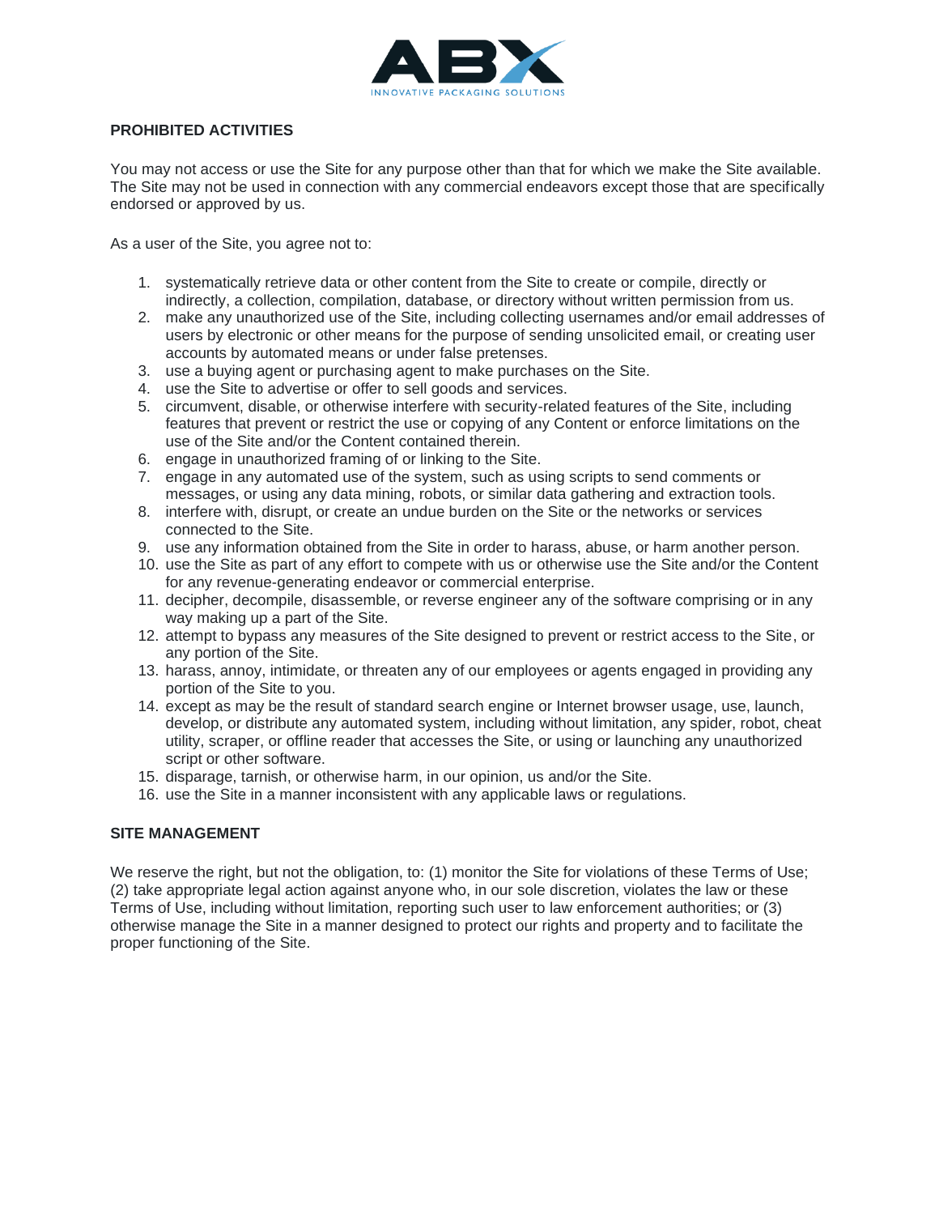## PROHIBITED ACTIVITIES

You may not access or use the Site for any purpose other than that for which we make the Site available. The Site may not be used in connection with any commercial endeavors except those that are specifically endorsed or approved by us.

As a user of the Site, you agree not to:

1. systematically retrieve data or other content from the Site to create or compile, directly or indirectly, a collection, compilation, database, or directory without written permission from us.
2. make any unauthorized use of the Site, including collecting usernames and/or email addresses of users by electronic or other means for the purpose of sending unsolicited email, or creating user accounts by automated means or under false pretenses.
3. use a buying agent or purchasing agent to make purchases on the Site.
4. use the Site to advertise or offer to sell goods and services.
5. circumvent, disable, or otherwise interfere with security-related features of the Site, including features that prevent or restrict the use or copying of any Content or enforce limitations on the use of the Site and/or the Content contained therein.
6. engage in unauthorized framing of or linking to the Site.
7. engage in any automated use of the system, such as using scripts to send comments or messages, or using any data mining, robots, or similar data gathering and extraction tools.
8. interfere with, disrupt, or create an undue burden on the Site or the networks or services connected to the Site.
9. use any information obtained from the Site in order to harass, abuse, or harm another person.
10. use the Site as part of any effort to compete with us or otherwise use the Site and/or the Content for any revenue-generating endeavor or commercial enterprise.
11. decipher, decompile, disassemble, or reverse engineer any of the software comprising or in any way making up a part of the Site.
12. attempt to bypass any measures of the Site designed to prevent or restrict access to the Site, or any portion of the Site.
13. harass, annoy, intimidate, or threaten any of our employees or agents engaged in providing any portion of the Site to you.
14. except as may be the result of standard search engine or Internet browser usage, use, launch, develop, or distribute any automated system, including without limitation, any spider, robot, cheat utility, scraper, or offline reader that accesses the Site, or using or launching any unauthorized script or other software.
15. disparage, tarnish, or otherwise harm, in our opinion, us and/or the Site.
16. use the Site in a manner inconsistent with any applicable laws or regulations.

## SITE MANAGEMENT

We reserve the right, but not the obligation, to: (1) monitor the Site for violations of these Terms of Use; (2) take appropriate legal action against anyone who, in our sole discretion, violates the law or these Terms of Use, including without limitation, reporting such user to law enforcement authorities; or (3) otherwise manage the Site in a manner designed to protect our rights and property and to facilitate the proper functioning of the Site.